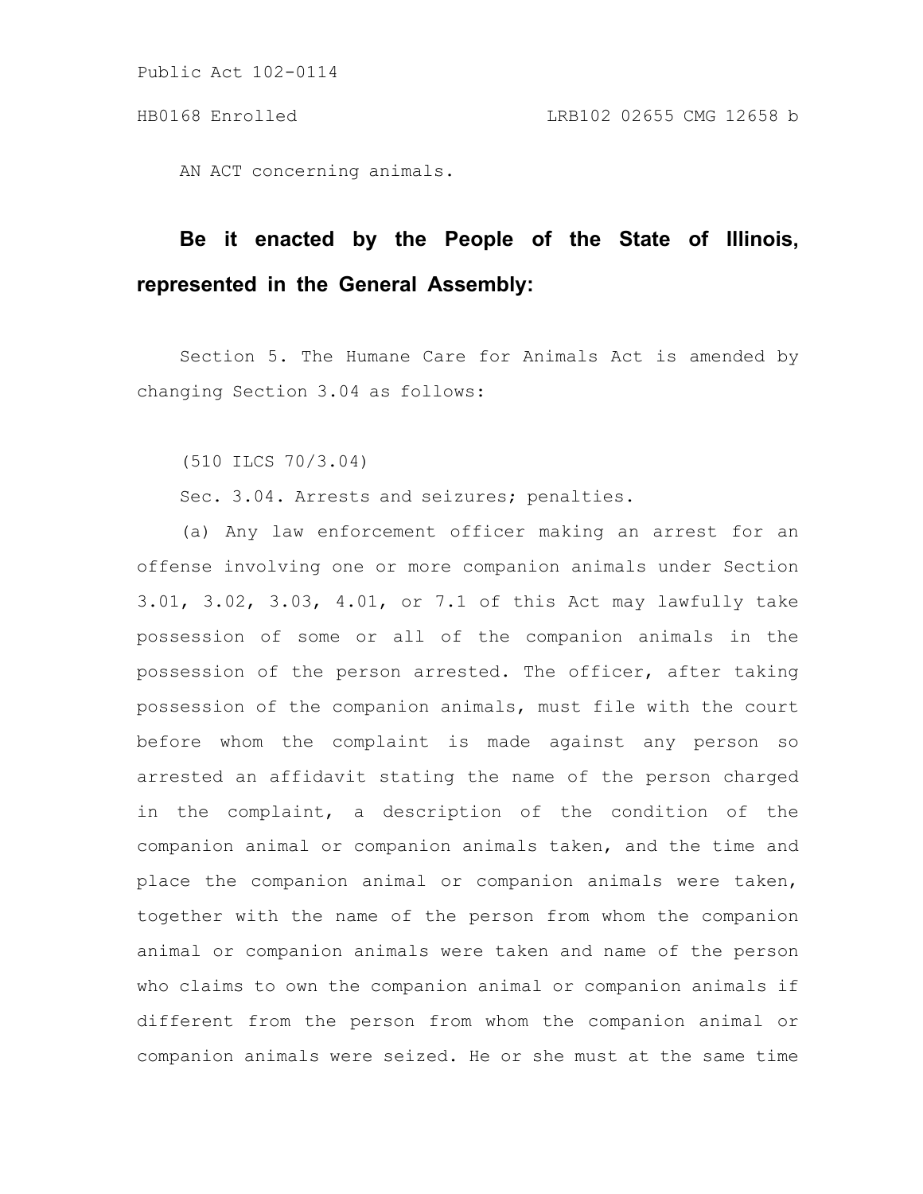Public Act 102-0114

HB0168 Enrolled LRB102 02655 CMG 12658 b

AN ACT concerning animals.

**Be it enacted by the People of the State of Illinois, represented in the General Assembly:**

Section 5. The Humane Care for Animals Act is amended by changing Section 3.04 as follows:

(510 ILCS 70/3.04)

Sec. 3.04. Arrests and seizures; penalties.

(a) Any law enforcement officer making an arrest for an offense involving one or more companion animals under Section 3.01, 3.02, 3.03, 4.01, or 7.1 of this Act may lawfully take possession of some or all of the companion animals in the possession of the person arrested. The officer, after taking possession of the companion animals, must file with the court before whom the complaint is made against any person so arrested an affidavit stating the name of the person charged in the complaint, a description of the condition of the companion animal or companion animals taken, and the time and place the companion animal or companion animals were taken, together with the name of the person from whom the companion animal or companion animals were taken and name of the person who claims to own the companion animal or companion animals if different from the person from whom the companion animal or companion animals were seized. He or she must at the same time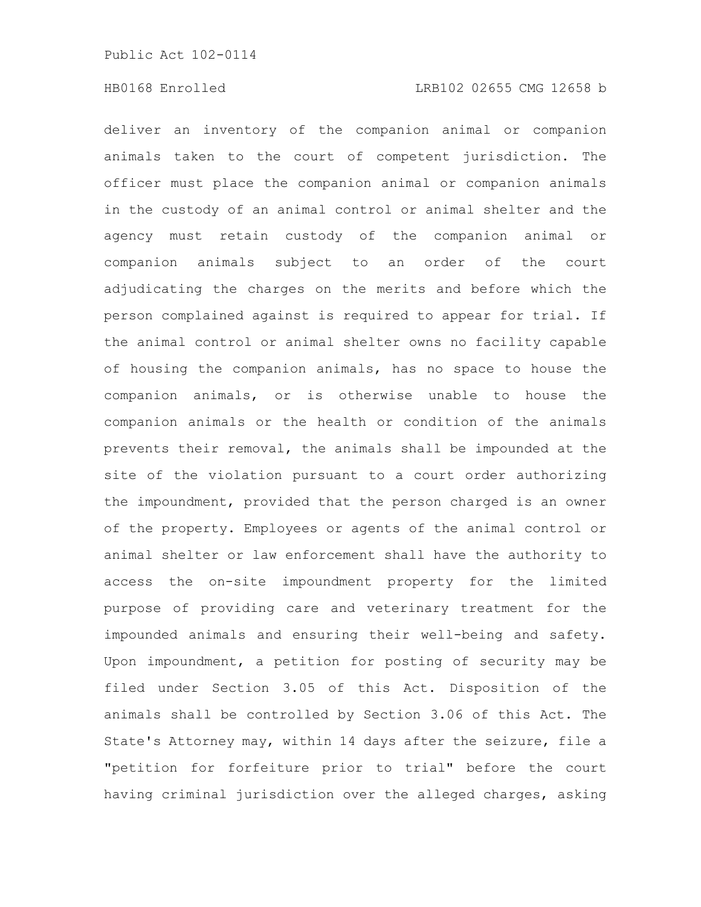deliver an inventory of the companion animal or companion animals taken to the court of competent jurisdiction. The officer must place the companion animal or companion animals in the custody of an animal control or animal shelter and the agency must retain custody of the companion animal or companion animals subject to an order of the court adjudicating the charges on the merits and before which the person complained against is required to appear for trial. If the animal control or animal shelter owns no facility capable of housing the companion animals, has no space to house the companion animals, or is otherwise unable to house the companion animals or the health or condition of the animals prevents their removal, the animals shall be impounded at the site of the violation pursuant to a court order authorizing the impoundment, provided that the person charged is an owner of the property. Employees or agents of the animal control or animal shelter or law enforcement shall have the authority to access the on-site impoundment property for the limited purpose of providing care and veterinary treatment for the impounded animals and ensuring their well-being and safety. Upon impoundment, a petition for posting of security may be filed under Section 3.05 of this Act. Disposition of the animals shall be controlled by Section 3.06 of this Act. The State's Attorney may, within 14 days after the seizure, file a "petition for forfeiture prior to trial" before the court having criminal jurisdiction over the alleged charges, asking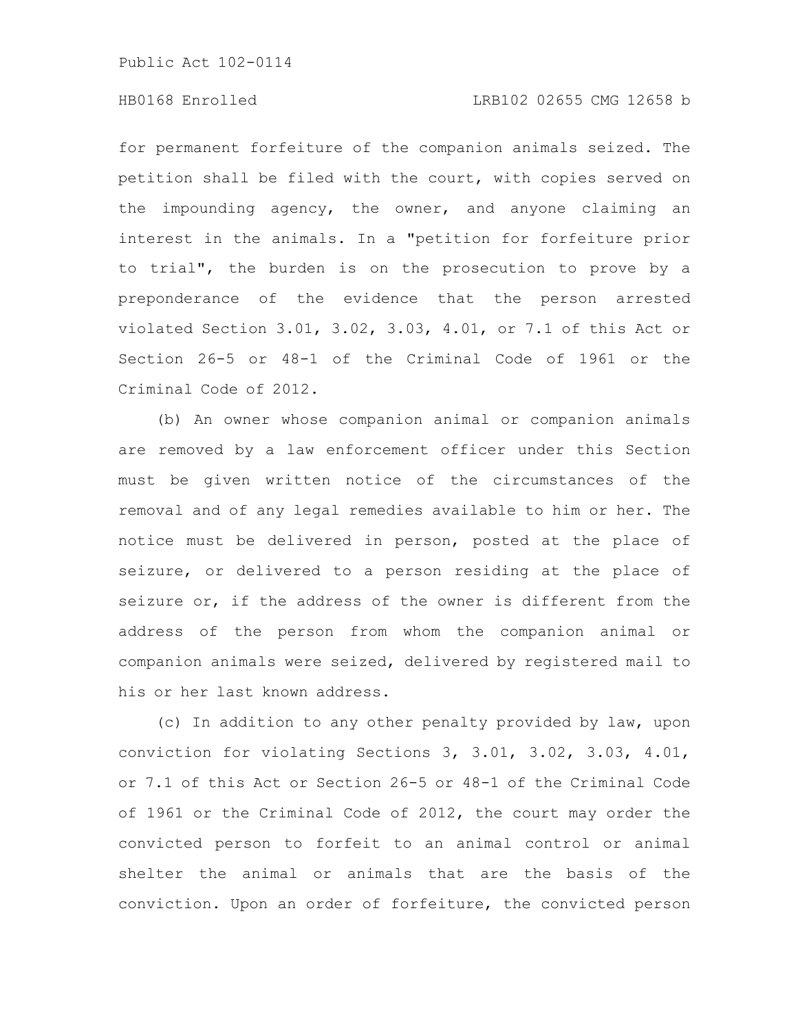for permanent forfeiture of the companion animals seized. The petition shall be filed with the court, with copies served on the impounding agency, the owner, and anyone claiming an interest in the animals. In a "petition for forfeiture prior to trial", the burden is on the prosecution to prove by a preponderance of the evidence that the person arrested violated Section 3.01, 3.02, 3.03, 4.01, or 7.1 of this Act or Section 26-5 or 48-1 of the Criminal Code of 1961 or the Criminal Code of 2012.

(b) An owner whose companion animal or companion animals are removed by a law enforcement officer under this Section must be given written notice of the circumstances of the removal and of any legal remedies available to him or her. The notice must be delivered in person, posted at the place of seizure, or delivered to a person residing at the place of seizure or, if the address of the owner is different from the address of the person from whom the companion animal or companion animals were seized, delivered by registered mail to his or her last known address.

(c) In addition to any other penalty provided by law, upon conviction for violating Sections 3, 3.01, 3.02, 3.03, 4.01, or 7.1 of this Act or Section 26-5 or 48-1 of the Criminal Code of 1961 or the Criminal Code of 2012, the court may order the convicted person to forfeit to an animal control or animal shelter the animal or animals that are the basis of the conviction. Upon an order of forfeiture, the convicted person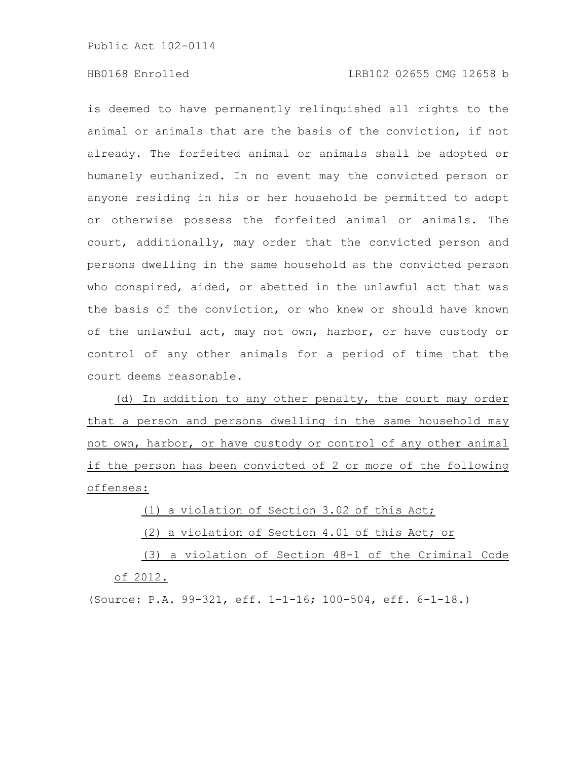is deemed to have permanently relinquished all rights to the animal or animals that are the basis of the conviction, if not already. The forfeited animal or animals shall be adopted or humanely euthanized. In no event may the convicted person or anyone residing in his or her household be permitted to adopt or otherwise possess the forfeited animal or animals. The court, additionally, may order that the convicted person and persons dwelling in the same household as the convicted person who conspired, aided, or abetted in the unlawful act that was the basis of the conviction, or who knew or should have known of the unlawful act, may not own, harbor, or have custody or control of any other animals for a period of time that the court deems reasonable.

(d) In addition to any other penalty, the court may order that a person and persons dwelling in the same household may not own, harbor, or have custody or control of any other animal if the person has been convicted of 2 or more of the following offenses:

(1) a violation of Section 3.02 of this Act;

(2) a violation of Section 4.01 of this Act; or

(3) a violation of Section 48-1 of the Criminal Code of 2012.

(Source: P.A. 99-321, eff. 1-1-16; 100-504, eff. 6-1-18.)